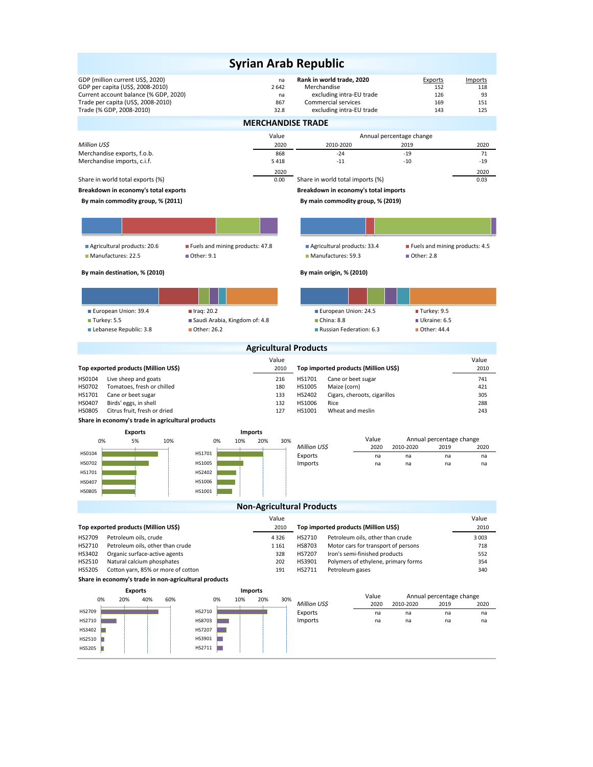# Syrian Arab Republic

| | |
|---|---|
| GDP (million current US$, 2020) | na |
| GDP per capita (US$, 2008-2010) | 2 642 |
| Current account balance (% GDP, 2020) | na |
| Trade per capita (US$, 2008-2010) | 867 |
| Trade (% GDP, 2008-2010) | 32.8 |

| Rank in world trade, 2020 | Exports | Imports |
|---|---|---|
| Merchandise | 152 | 118 |
| excluding intra-EU trade | 126 | 93 |
| Commercial services | 169 | 151 |
| excluding intra-EU trade | 143 | 125 |

## MERCHANDISE TRADE

| Million US$ | Value 2020 | Annual percentage change 2010-2020 | 2019 | 2020 |
|---|---|---|---|---|
| Merchandise exports, f.o.b. | 868 | -24 | -19 | 71 |
| Merchandise imports, c.i.f. | 5 418 | -11 | -10 | -19 |

| | 2020 |
|---|---|
| Share in world total exports (%) | 0.00 |
| Share in world total imports (%) | 0.03 |

**Breakdown in economy's total exports**

**By main commodity group, % (2011)**

- Agricultural products: 20.6
- Fuels and mining products: 47.8
- Manufactures: 22.5
- Other: 9.1

**By main destination, % (2010)**

- European Union: 39.4
- Iraq: 20.2
- Turkey: 5.5
- Saudi Arabia, Kingdom of: 4.8
- Lebanese Republic: 3.8
- Other: 26.2

**Breakdown in economy's total imports**

**By main commodity group, % (2019)**

- Agricultural products: 33.4
- Fuels and mining products: 4.5
- Manufactures: 59.3
- Other: 2.8

**By main origin, % (2010)**

- European Union: 24.5
- Turkey: 9.5
- China: 8.8
- Ukraine: 6.5
- Russian Federation: 6.3
- Other: 44.4

## Agricultural Products

| Top exported products (Million US$) | | Value 2010 |
|---|---|---|
| HS0104 | Live sheep and goats | 216 |
| HS0702 | Tomatoes, fresh or chilled | 180 |
| HS1701 | Cane or beet sugar | 133 |
| HS0407 | Birds' eggs, in shell | 132 |
| HS0805 | Citrus fruit, fresh or dried | 127 |

| Top imported products (Million US$) | | Value 2010 |
|---|---|---|
| HS1701 | Cane or beet sugar | 741 |
| HS1005 | Maize (corn) | 421 |
| HS2402 | Cigars, cheroots, cigarillos | 305 |
| HS1006 | Rice | 288 |
| HS1001 | Wheat and meslin | 243 |

**Share in economy's trade in agricultural products**

| Million US$ | Value 2020 | Annual percentage change 2010-2020 | 2019 | 2020 |
|---|---|---|---|---|
| Exports | na | na | na | na |
| Imports | na | na | na | na |

## Non-Agricultural Products

| Top exported products (Million US$) | | Value 2010 |
|---|---|---|
| HS2709 | Petroleum oils, crude | 4 326 |
| HS2710 | Petroleum oils, other than crude | 1 161 |
| HS3402 | Organic surface-active agents | 328 |
| HS2510 | Natural calcium phosphates | 202 |
| HS5205 | Cotton yarn, 85% or more of cotton | 191 |

| Top imported products (Million US$) | | Value 2010 |
|---|---|---|
| HS2710 | Petroleum oils, other than crude | 3 003 |
| HS8703 | Motor cars for transport of persons | 718 |
| HS7207 | Iron's semi-finished products | 552 |
| HS3901 | Polymers of ethylene, primary forms | 354 |
| HS2711 | Petroleum gases | 340 |

**Share in economy's trade in non-agricultural products**

| Million US$ | Value 2020 | Annual percentage change 2010-2020 | 2019 | 2020 |
|---|---|---|---|---|
| Exports | na | na | na | na |
| Imports | na | na | na | na |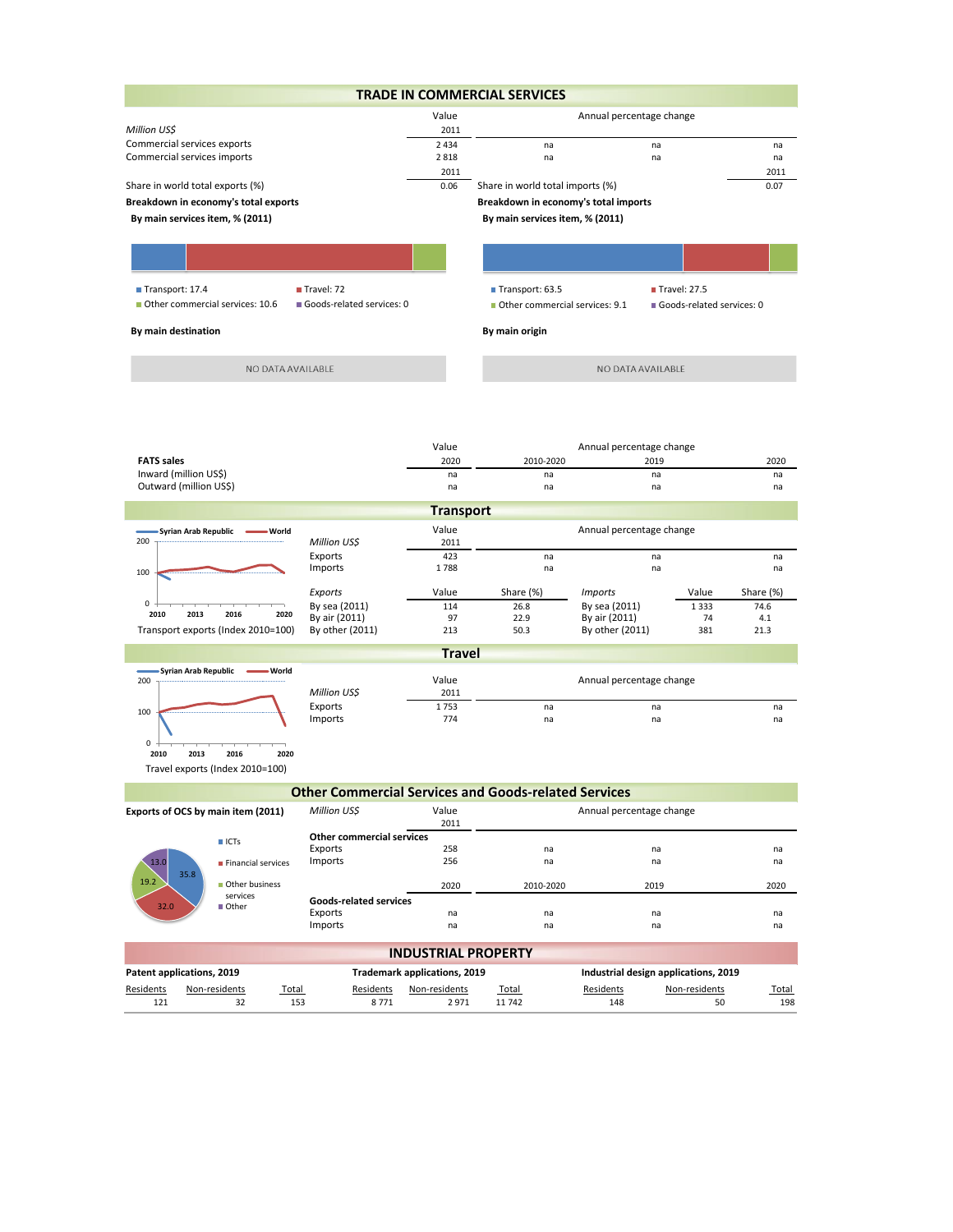## TRADE IN COMMERCIAL SERVICES

| Million US$ | Value 2011 | Annual percentage change | | |
|---|---|---|---|---|
| Commercial services exports | 2 434 | na | na | na |
| Commercial services imports | 2 818 | na | na | na |

| | 2011 | | 2011 |
|---|---|---|---|
| Share in world total exports (%) | 0.06 | Share in world total imports (%) | 0.07 |

**Breakdown in economy's total exports**

**By main services item, % (2011)**

Transport: 17.4
Travel: 72
Other commercial services: 10.6
Goods-related services: 0

**Breakdown in economy's total imports**

**By main services item, % (2011)**

Transport: 63.5
Travel: 27.5
Other commercial services: 9.1
Goods-related services: 0

**By main destination**

NO DATA AVAILABLE

**By main origin**

NO DATA AVAILABLE

| FATS sales | Value 2020 | Annual percentage change 2010-2020 | 2019 | 2020 |
|---|---|---|---|---|
| Inward (million US$) | na | na | na | na |
| Outward (million US$) | na | na | na | na |

## Transport

Syrian Arab Republic
World
200
100
0
2010
2013
2016
2020

Transport exports (Index 2010=100)

| Million US$ | Value 2011 | Annual percentage change | | |
|---|---|---|---|---|
| Exports | 423 | na | na | na |
| Imports | 1 788 | na | na | na |

| Exports | Value | Share (%) | Imports | Value | Share (%) |
|---|---|---|---|---|---|
| By sea (2011) | 114 | 26.8 | By sea (2011) | 1 333 | 74.6 |
| By air (2011) | 97 | 22.9 | By air (2011) | 74 | 4.1 |
| By other (2011) | 213 | 50.3 | By other (2011) | 381 | 21.3 |

## Travel

Syrian Arab Republic
World
200
100
0
2010
2013
2016
2020

Travel exports (Index 2010=100)

| Million US$ | Value 2011 | Annual percentage change | | |
|---|---|---|---|---|
| Exports | 1 753 | na | na | na |
| Imports | 774 | na | na | na |

## Other Commercial Services and Goods-related Services

**Exports of OCS by main item (2011)**

ICTs
Financial services
Other business services
Other
35.8
32.0
19.2
13.0

| Million US$ | Value 2011 | Annual percentage change | | |
|---|---|---|---|---|
| **Other commercial services** | | | | |
| Exports | 258 | na | na | na |
| Imports | 256 | na | na | na |
| | 2020 | 2010-2020 | 2019 | 2020 |
| **Goods-related services** | | | | |
| Exports | na | na | na | na |
| Imports | na | na | na | na |

## INDUSTRIAL PROPERTY

| Patent applications, 2019 | | | Trademark applications, 2019 | | | Industrial design applications, 2019 | | |
|---|---|---|---|---|---|---|---|---|
| Residents | Non-residents | Total | Residents | Non-residents | Total | Residents | Non-residents | Total |
| 121 | 32 | 153 | 8 771 | 2 971 | 11 742 | 148 | 50 | 198 |